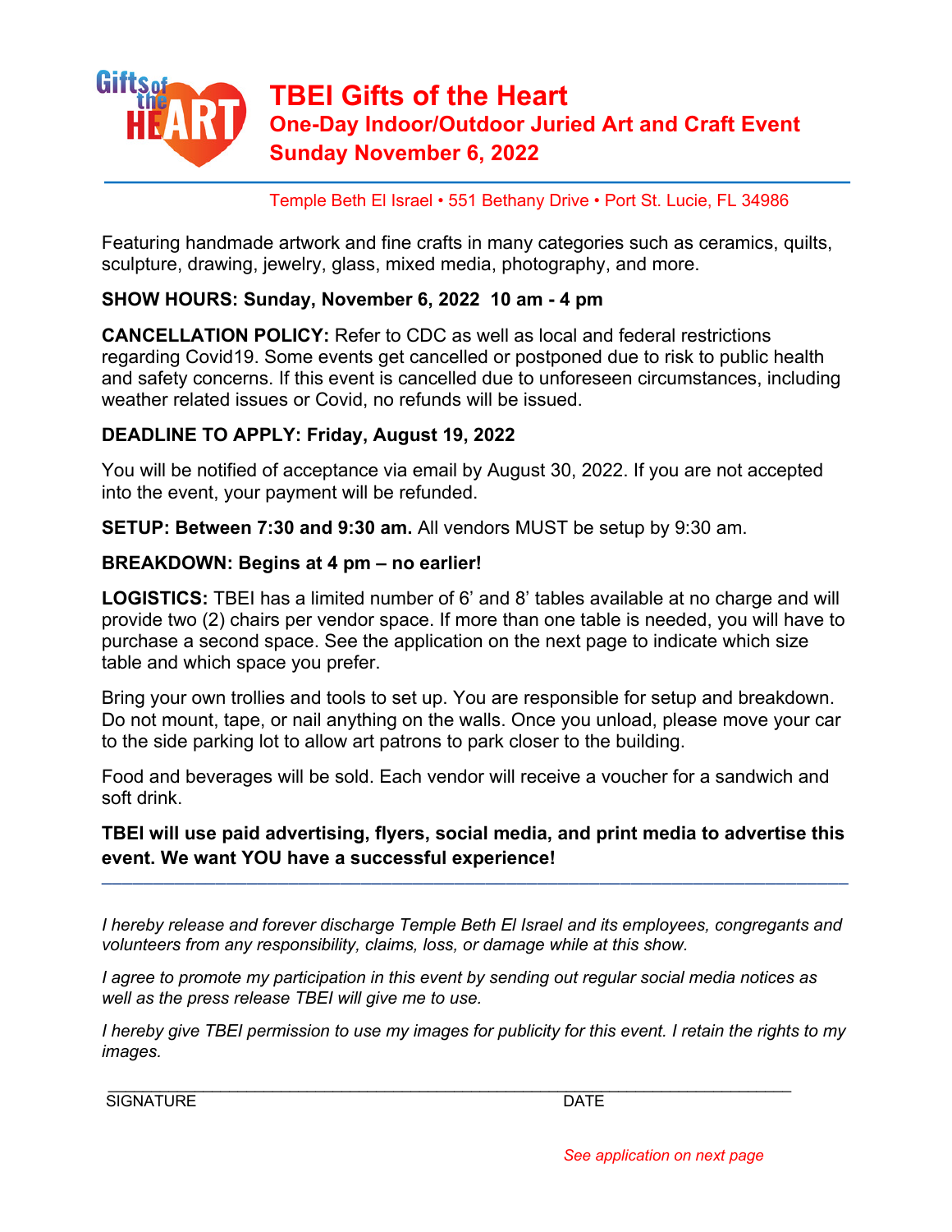# TBEI Gifts of the Heart

## One-Day Indoor/Outdoor Juried Art and Craft Event

## Sunday November 6, 2022

Temple Beth El Israel • 551 Bethany Drive • Port St. Lucie, FL 34986

Featuring handmade artwork and fine crafts in many categories such as ceramics, quilts, sculpture, drawing, jewelry, glass, mixed media, photography, and more.

**SHOW HOURS: Sunday, November 6, 2022 10 am - 4 pm**

**CANCELLATION POLICY:** Refer to CDC as well as local and federal restrictions regarding Covid19. Some events get cancelled or postponed due to risk to public health and safety concerns. If this event is cancelled due to unforeseen circumstances, including weather related issues or Covid, no refunds will be issued.

**DEADLINE TO APPLY: Friday, August 19, 2022**

You will be notified of acceptance via email by August 30, 2022. If you are not accepted into the event, your payment will be refunded.

**SETUP: Between 7:30 and 9:30 am.** All vendors MUST be setup by 9:30 am.

**BREAKDOWN: Begins at 4 pm – no earlier!**

**LOGISTICS:** TBEI has a limited number of 6' and 8' tables available at no charge and will provide two (2) chairs per vendor space. If more than one table is needed, you will have to purchase a second space. See the application on the next page to indicate which size table and which space you prefer.

Bring your own trollies and tools to set up. You are responsible for setup and breakdown. Do not mount, tape, or nail anything on the walls. Once you unload, please move your car to the side parking lot to allow art patrons to park closer to the building.

Food and beverages will be sold. Each vendor will receive a voucher for a sandwich and soft drink.

**TBEI will use paid advertising, flyers, social media, and print media to advertise this event. We want YOU have a successful experience!**

---

*I hereby release and forever discharge Temple Beth El Israel and its employees, congregants and volunteers from any responsibility, claims, loss, or damage while at this show.*

*I agree to promote my participation in this event by sending out regular social media notices as well as the press release TBEI will give me to use.*

*I hereby give TBEI permission to use my images for publicity for this event. I retain the rights to my images.*

\_\_\_\_\_\_\_\_\_\_\_\_\_\_\_\_\_\_\_\_\_\_\_\_\_\_\_\_\_\_\_\_\_\_\_\_\_\_\_\_\_\_\_\_\_\_\_\_\_\_\_\_\_\_\_\_\_\_\_\_\_\_\_\_\_\_\_\_

SIGNATURE                                                                                    DATE

*See application on next page*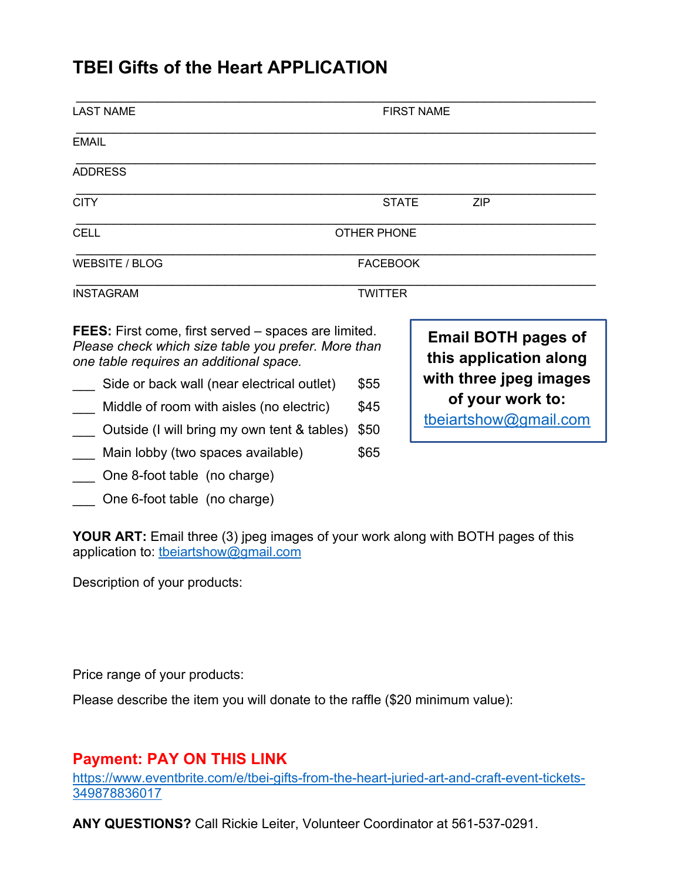# TBEI Gifts of the Heart APPLICATION

\_\_\_\_\_\_\_\_\_\_\_\_\_\_\_\_\_\_\_\_\_\_\_\_\_\_\_\_\_\_\_\_\_\_\_\_\_\_\_\_\_\_\_\_\_\_\_\_\_\_\_\_\_\_\_\_\_\_\_\_\_\_\_\_\_\_\_\_\_\_\_\_\_\_\_\_

LAST NAME FIRST NAME

\_\_\_\_\_\_\_\_\_\_\_\_\_\_\_\_\_\_\_\_\_\_\_\_\_\_\_\_\_\_\_\_\_\_\_\_\_\_\_\_\_\_\_\_\_\_\_\_\_\_\_\_\_\_\_\_\_\_\_\_\_\_\_\_\_\_\_\_\_\_\_\_\_\_\_\_

EMAIL

\_\_\_\_\_\_\_\_\_\_\_\_\_\_\_\_\_\_\_\_\_\_\_\_\_\_\_\_\_\_\_\_\_\_\_\_\_\_\_\_\_\_\_\_\_\_\_\_\_\_\_\_\_\_\_\_\_\_\_\_\_\_\_\_\_\_\_\_\_\_\_\_\_\_\_\_

ADDRESS

\_\_\_\_\_\_\_\_\_\_\_\_\_\_\_\_\_\_\_\_\_\_\_\_\_\_\_\_\_\_\_\_\_\_\_\_\_\_\_\_\_\_\_\_\_\_\_\_\_\_\_\_\_\_\_\_\_\_\_\_\_\_\_\_\_\_\_\_\_\_\_\_\_\_\_\_

CITY STATE ZIP

\_\_\_\_\_\_\_\_\_\_\_\_\_\_\_\_\_\_\_\_\_\_\_\_\_\_\_\_\_\_\_\_\_\_\_\_\_\_\_\_\_\_\_\_\_\_\_\_\_\_\_\_\_\_\_\_\_\_\_\_\_\_\_\_\_\_\_\_\_\_\_\_\_\_\_\_

CELL OTHER PHONE

\_\_\_\_\_\_\_\_\_\_\_\_\_\_\_\_\_\_\_\_\_\_\_\_\_\_\_\_\_\_\_\_\_\_\_\_\_\_\_\_\_\_\_\_\_\_\_\_\_\_\_\_\_\_\_\_\_\_\_\_\_\_\_\_\_\_\_\_\_\_\_\_\_\_\_\_

WEBSITE / BLOG FACEBOOK

\_\_\_\_\_\_\_\_\_\_\_\_\_\_\_\_\_\_\_\_\_\_\_\_\_\_\_\_\_\_\_\_\_\_\_\_\_\_\_\_\_\_\_\_\_\_\_\_\_\_\_\_\_\_\_\_\_\_\_\_\_\_\_\_\_\_\_\_\_\_\_\_\_\_\_\_

INSTAGRAM TWITTER

**FEES:** First come, first served – spaces are limited. *Please check which size table you prefer. More than one table requires an additional space.*

- \_\_\_ Side or back wall (near electrical outlet) $55
- \_\_\_ Middle of room with aisles (no electric) $45
- \_\_\_ Outside (I will bring my own tent & tables) $50
- \_\_\_ Main lobby (two spaces available) $65
- \_\_\_ One 8-foot table (no charge)
- \_\_\_ One 6-foot table (no charge)

**Email BOTH pages of this application along with three jpeg images of your work to: tbeiartshow@gmail.com**

**YOUR ART:** Email three (3) jpeg images of your work along with BOTH pages of this application to: tbeiartshow@gmail.com

Description of your products:

Price range of your products:

Please describe the item you will donate to the raffle ($20 minimum value):

## Payment: PAY ON THIS LINK

https://www.eventbrite.com/e/tbei-gifts-from-the-heart-juried-art-and-craft-event-tickets-349878836017

**ANY QUESTIONS?** Call Rickie Leiter, Volunteer Coordinator at 561-537-0291.